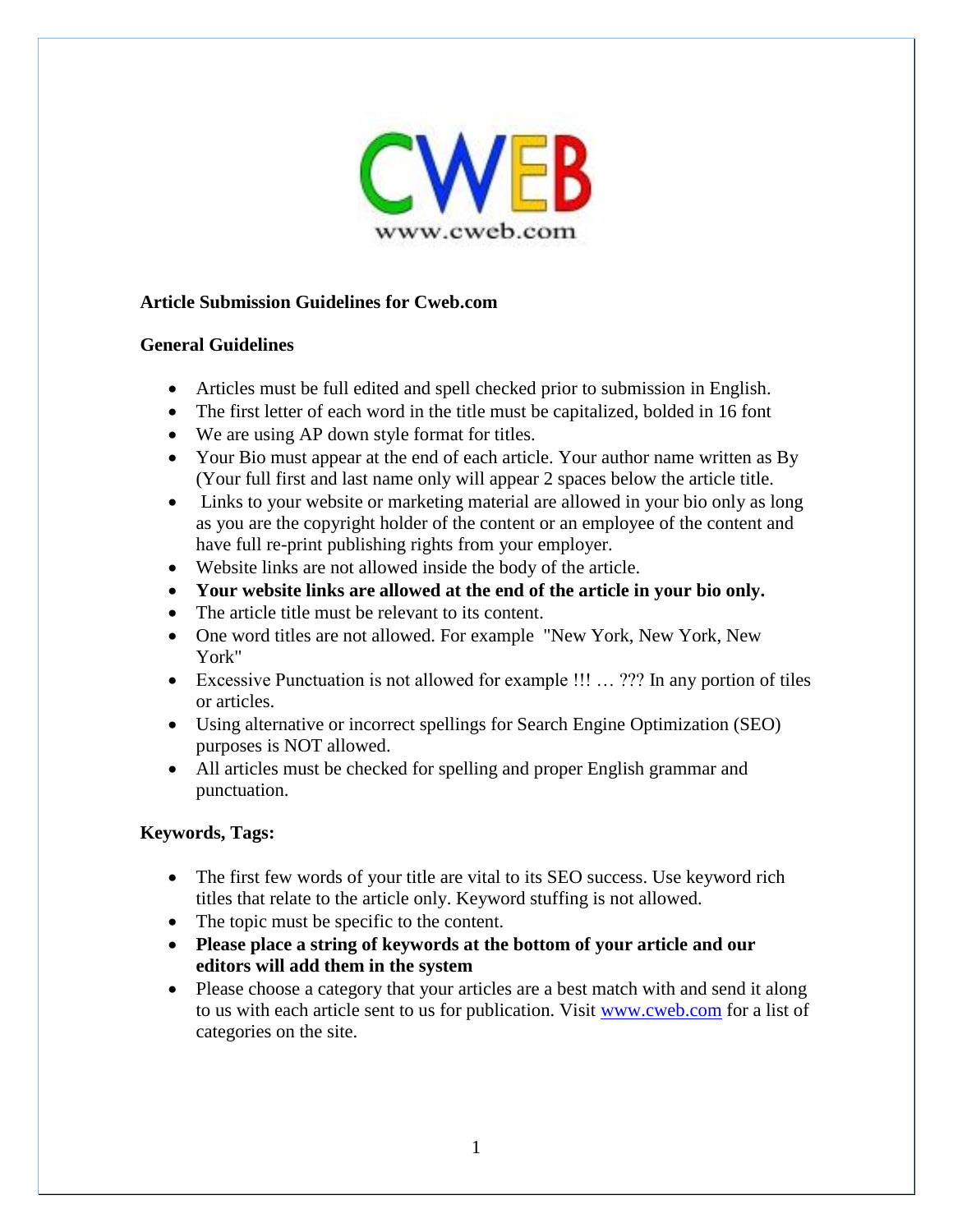CWEB
www.cweb.com

**Article Submission Guidelines for Cweb.com**

**General Guidelines**

- Articles must be full edited and spell checked prior to submission in English.
- The first letter of each word in the title must be capitalized, bolded in 16 font
- We are using AP down style format for titles.
- Your Bio must appear at the end of each article. Your author name written as By (Your full first and last name only will appear 2 spaces below the article title.
- Links to your website or marketing material are allowed in your bio only as long as you are the copyright holder of the content or an employee of the content and have full re-print publishing rights from your employer.
- Website links are not allowed inside the body of the article.
- **Your website links are allowed at the end of the article in your bio only.**
- The article title must be relevant to its content.
- One word titles are not allowed. For example "New York, New York, New York"
- Excessive Punctuation is not allowed for example !!! … ??? In any portion of tiles or articles.
- Using alternative or incorrect spellings for Search Engine Optimization (SEO) purposes is NOT allowed.
- All articles must be checked for spelling and proper English grammar and punctuation.

**Keywords, Tags:**

- The first few words of your title are vital to its SEO success. Use keyword rich titles that relate to the article only. Keyword stuffing is not allowed.
- The topic must be specific to the content.
- **Please place a string of keywords at the bottom of your article and our editors will add them in the system**
- Please choose a category that your articles are a best match with and send it along to us with each article sent to us for publication. Visit [www.cweb.com](http://www.cweb.com) for a list of categories on the site.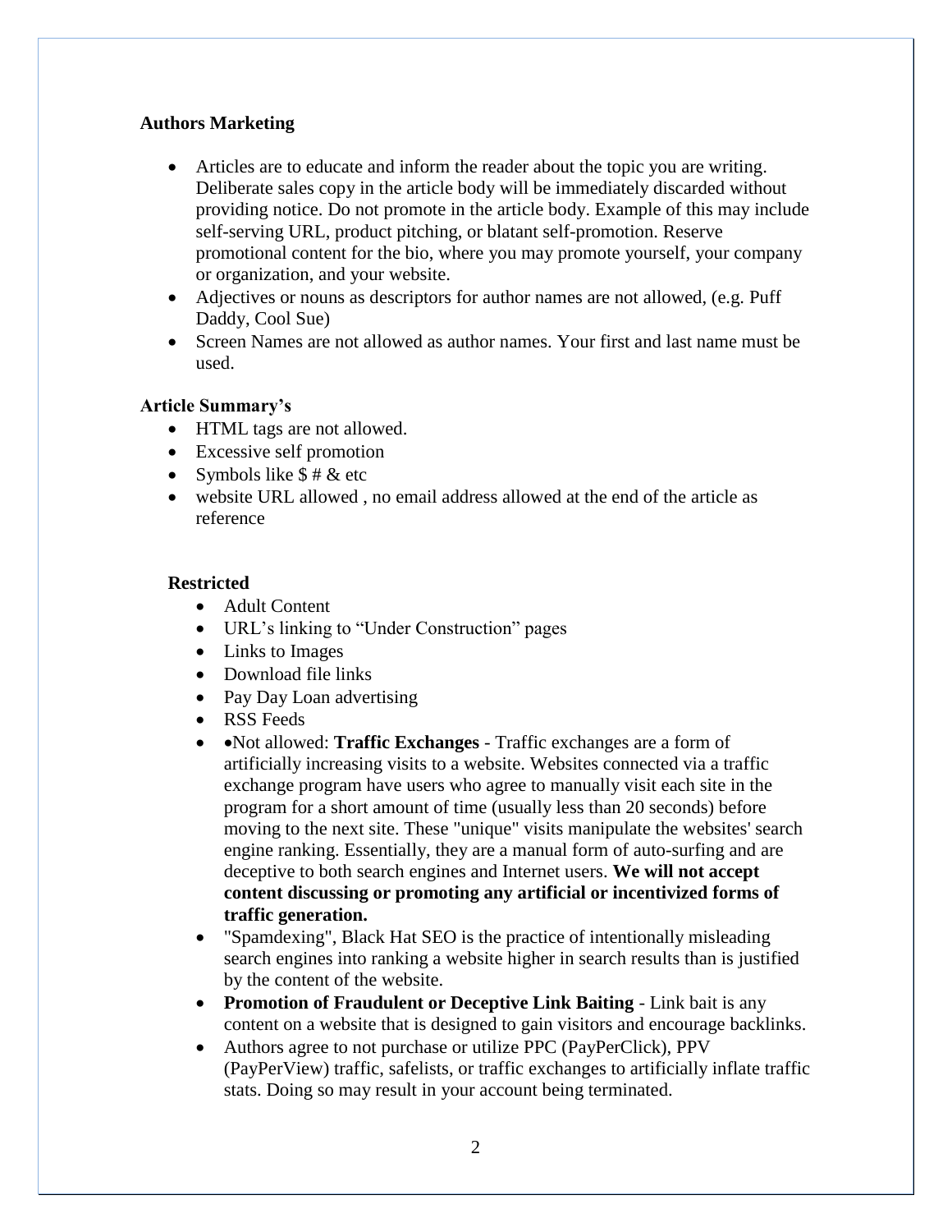**Authors Marketing**

- Articles are to educate and inform the reader about the topic you are writing. Deliberate sales copy in the article body will be immediately discarded without providing notice. Do not promote in the article body. Example of this may include self-serving URL, product pitching, or blatant self-promotion. Reserve promotional content for the bio, where you may promote yourself, your company or organization, and your website.
- Adjectives or nouns as descriptors for author names are not allowed, (e.g. Puff Daddy, Cool Sue)
- Screen Names are not allowed as author names. Your first and last name must be used.

**Article Summary's**

- HTML tags are not allowed.
- Excessive self promotion
- Symbols like $ # & etc
- website URL allowed , no email address allowed at the end of the article as reference

**Restricted**

- Adult Content
- URL's linking to "Under Construction" pages
- Links to Images
- Download file links
- Pay Day Loan advertising
- RSS Feeds
- •Not allowed: **Traffic Exchanges** - Traffic exchanges are a form of artificially increasing visits to a website. Websites connected via a traffic exchange program have users who agree to manually visit each site in the program for a short amount of time (usually less than 20 seconds) before moving to the next site. These "unique" visits manipulate the websites' search engine ranking. Essentially, they are a manual form of auto-surfing and are deceptive to both search engines and Internet users. **We will not accept content discussing or promoting any artificial or incentivized forms of traffic generation.**
- "Spamdexing", Black Hat SEO is the practice of intentionally misleading search engines into ranking a website higher in search results than is justified by the content of the website.
- **Promotion of Fraudulent or Deceptive Link Baiting** - Link bait is any content on a website that is designed to gain visitors and encourage backlinks.
- Authors agree to not purchase or utilize PPC (PayPerClick), PPV (PayPerView) traffic, safelists, or traffic exchanges to artificially inflate traffic stats. Doing so may result in your account being terminated.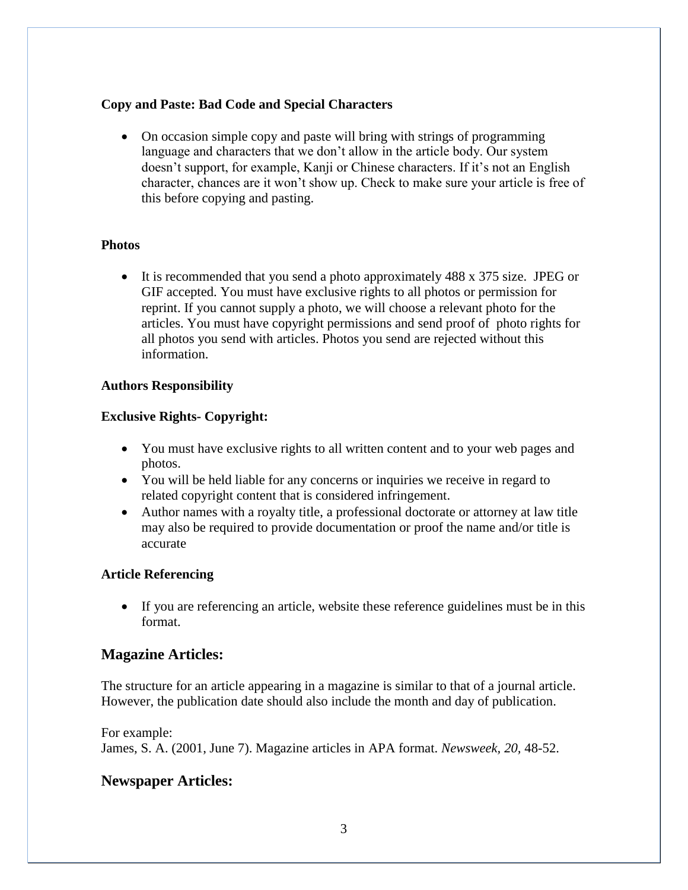**Copy and Paste: Bad Code and Special Characters**

- On occasion simple copy and paste will bring with strings of programming language and characters that we don't allow in the article body. Our system doesn't support, for example, Kanji or Chinese characters. If it's not an English character, chances are it won't show up. Check to make sure your article is free of this before copying and pasting.

**Photos**

- It is recommended that you send a photo approximately 488 x 375 size. JPEG or GIF accepted. You must have exclusive rights to all photos or permission for reprint. If you cannot supply a photo, we will choose a relevant photo for the articles. You must have copyright permissions and send proof of photo rights for all photos you send with articles. Photos you send are rejected without this information.

**Authors Responsibility**

**Exclusive Rights- Copyright:**

- You must have exclusive rights to all written content and to your web pages and photos.
- You will be held liable for any concerns or inquiries we receive in regard to related copyright content that is considered infringement.
- Author names with a royalty title, a professional doctorate or attorney at law title may also be required to provide documentation or proof the name and/or title is accurate

**Article Referencing**

- If you are referencing an article, website these reference guidelines must be in this format.

## Magazine Articles:

The structure for an article appearing in a magazine is similar to that of a journal article. However, the publication date should also include the month and day of publication.

For example:
James, S. A. (2001, June 7). Magazine articles in APA format. *Newsweek, 20,* 48-52.

## Newspaper Articles: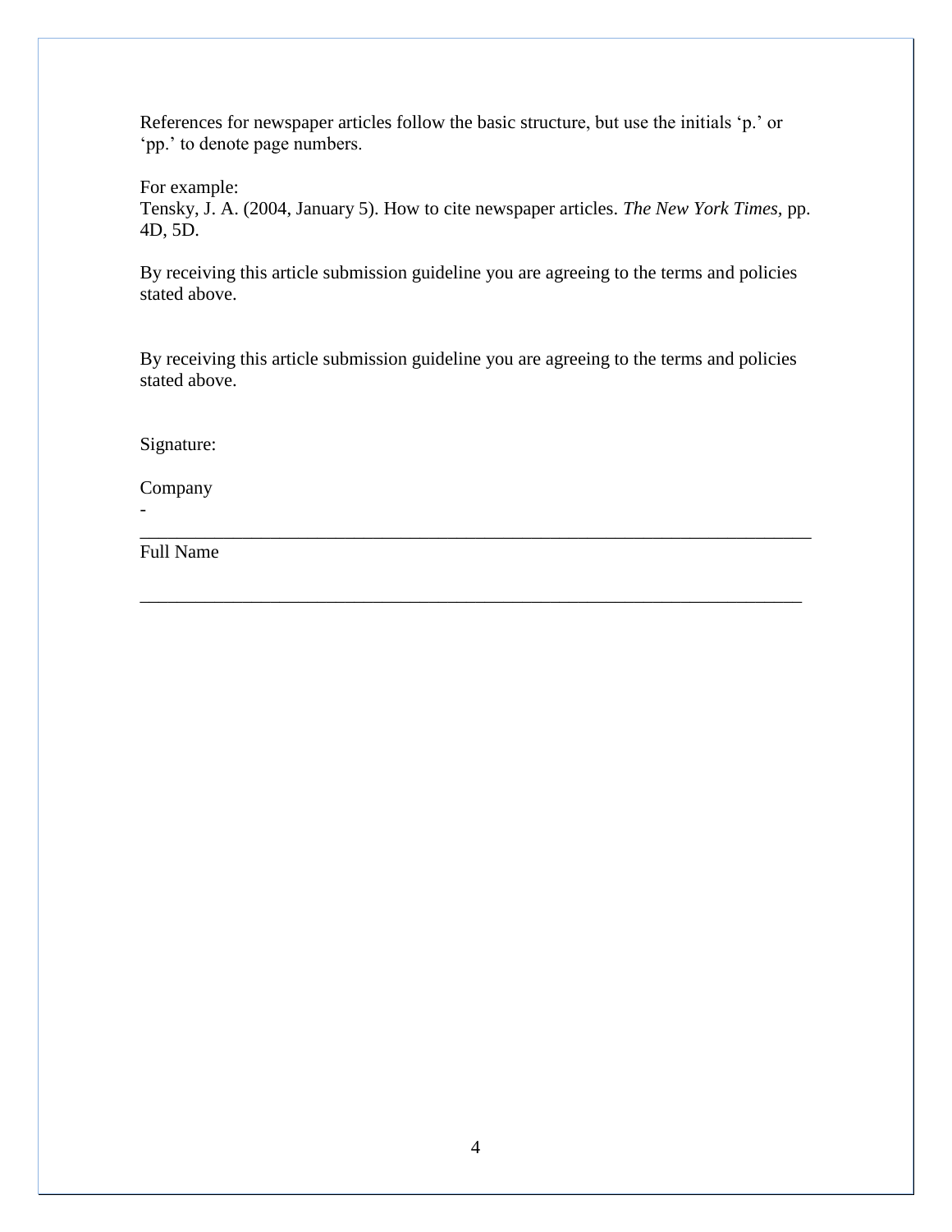References for newspaper articles follow the basic structure, but use the initials ‘p.’ or ‘pp.’ to denote page numbers.

For example:
Tensky, J. A. (2004, January 5). How to cite newspaper articles. *The New York Times*, pp. 4D, 5D.

By receiving this article submission guideline you are agreeing to the terms and policies stated above.

By receiving this article submission guideline you are agreeing to the terms and policies stated above.

Signature:

Company
-
___________________________________________________________________________
Full Name

___________________________________________________________________________